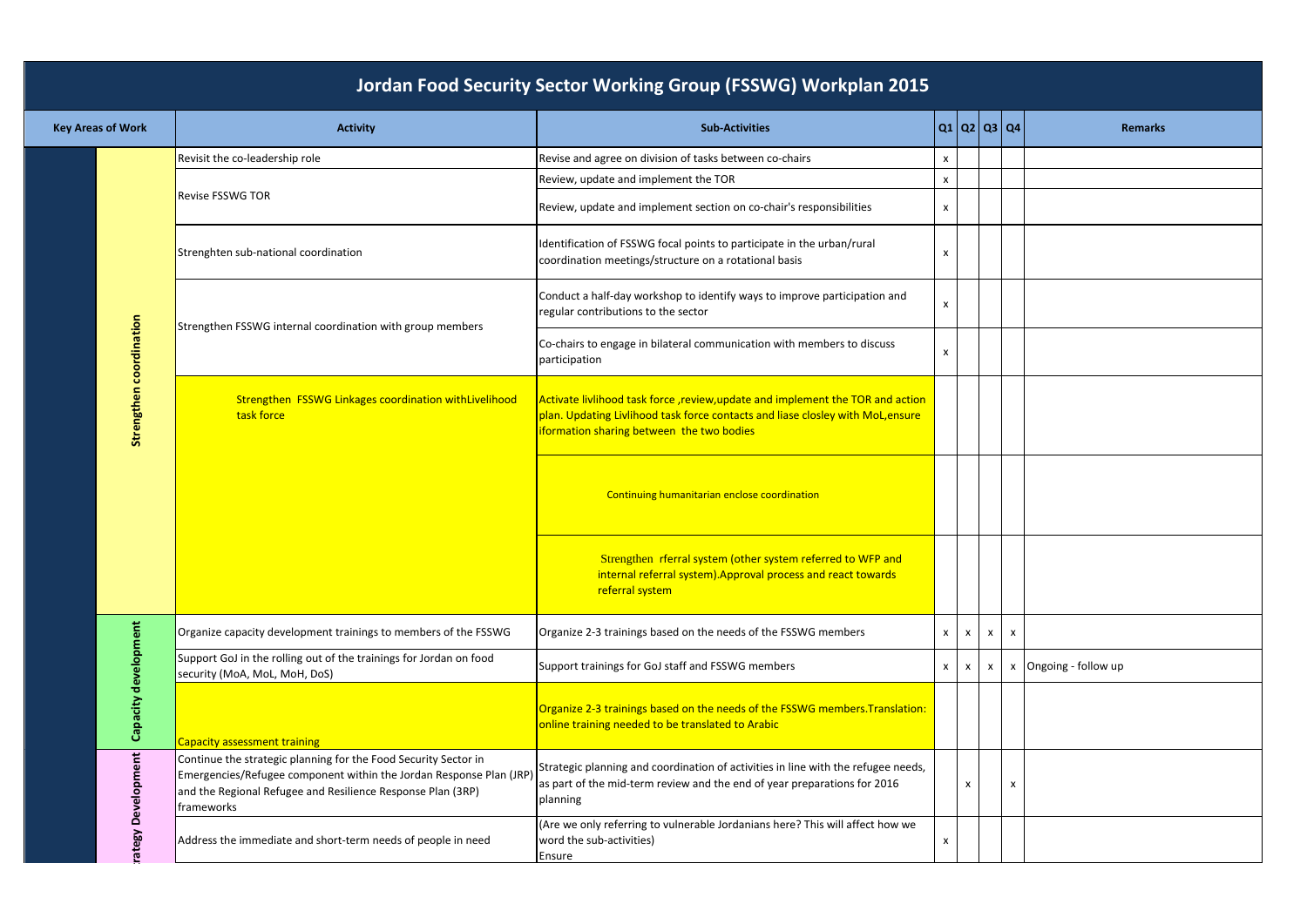# Jordan Food Security Sector Working Group (FSSWG) Workplan 2015

| Key Areas of Work | | Activity | Sub-Activities | Q1 | Q2 | Q3 | Q4 | Remarks |
|---|---|---|---|---|---|---|---|---|
| | Strengthen coordination | Revisit the co-leadership role | Revise and agree on division of tasks between co-chairs | x | | | | |
| | | Revise FSSWG TOR | Review, update and implement the TOR | x | | | | |
| | | | Review, update and implement section on co-chair's responsibilities | x | | | | |
| | | Strenghten sub-national coordination | Identification of FSSWG focal points to participate in the urban/rural coordination meetings/structure on a rotational basis | x | | | | |
| | | Strengthen FSSWG internal coordination with group members | Conduct a half-day workshop to identify ways to improve participation and regular contributions to the sector | x | | | | |
| | | | Co-chairs to engage in bilateral communication with members to discuss participation | x | | | | |
| | | Strengthen FSSWG Linkages coordination withLivelihood task force | Activate livlihood task force ,review,update and implement the TOR and action plan. Updating Livlihood task force contacts and liase closley with MoL,ensure iformation sharing between the two bodies | | | | | |
| | | | Continuing humanitarian enclose coordination | | | | | |
| | | | Strenghten rferral system (other system referred to WFP and internal referral system).Approval process and react towards referral system | | | | | |
| | Capacity development | Organize capacity development trainings to members of the FSSWG | Organize 2-3 trainings based on the needs of the FSSWG members | x | x | x | x | |
| | | Support GoJ in the rolling out of the trainings for Jordan on food security (MoA, MoL, MoH, DoS) | Support trainings for GoJ staff and FSSWG members | x | x | x | x | Ongoing - follow up |
| | | Capacity assessment training | Organize 2-3 trainings based on the needs of the FSSWG members.Translation: online training needed to be translated to Arabic | | | | | |
| | Strategy Development | Continue the strategic planning for the Food Security Sector in Emergencies/Refugee component within the Jordan Response Plan (JRP) and the Regional Refugee and Resilience Response Plan (3RP) frameworks | Strategic planning and coordination of activities in line with the refugee needs, as part of the mid-term review and the end of year preparations for 2016 planning | | x | | x | |
| | | Address the immediate and short-term needs of people in need | (Are we only referring to vulnerable Jordanians here? This will affect how we word the sub-activities)<br>Ensure | x | | | | |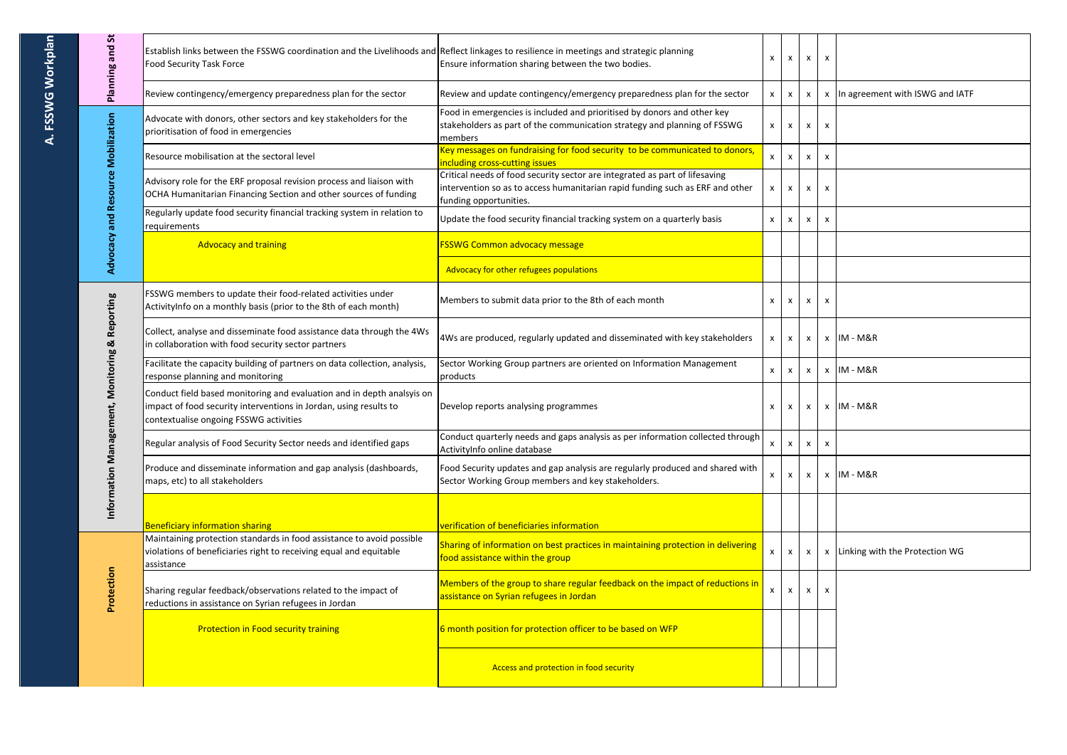# A. FSSWG Workplan

| Area | Activity | Output | | | | | Notes |
|---|---|---|---|---|---|---|---|
| Planning and St | Establish links between the FSSWG coordination and the Livelihoods and Food Security Task Force | Reflect linkages to resilience in meetings and strategic planning Ensure information sharing between the two bodies. | x | x | x | x | |
| | Review contingency/emergency preparedness plan for the sector | Review and update contingency/emergency preparedness plan for the sector | x | x | x | x | In agreement with ISWG and IATF |
| Advocacy and Resource Mobilization | Advocate with donors, other sectors and key stakeholders for the prioritisation of food in emergencies | Food in emergencies is included and prioritised by donors and other key stakeholders as part of the communication strategy and planning of FSSWG members | x | x | x | x | |
| | Resource mobilisation at the sectoral level | Key messages on fundraising for food security to be communicated to donors, including cross-cutting issues | x | x | x | x | |
| | Advisory role for the ERF proposal revision process and liaison with OCHA Humanitarian Financing Section and other sources of funding | Critical needs of food security sector are integrated as part of lifesaving intervention so as to access humanitarian rapid funding such as ERF and other funding opportunities. | x | x | x | x | |
| | Regularly update food security financial tracking system in relation to requirements | Update the food security financial tracking system on a quarterly basis | x | x | x | x | |
| | Advocacy and training | FSSWG Common advocacy message | | | | | |
| | | Advocacy for other refugees populations | | | | | |
| Information Management, Monitoring & Reporting | FSSWG members to update their food-related activities under ActivityInfo on a monthly basis (prior to the 8th of each month) | Members to submit data prior to the 8th of each month | x | x | x | x | |
| | Collect, analyse and disseminate food assistance data through the 4Ws in collaboration with food security sector partners | 4Ws are produced, regularly updated and disseminated with key stakeholders | x | x | x | x | IM - M&R |
| | Facilitate the capacity building of partners on data collection, analysis, response planning and monitoring | Sector Working Group partners are oriented on Information Management products | x | x | x | x | IM - M&R |
| | Conduct field based monitoring and evaluation and in depth analsyis on impact of food security interventions in Jordan, using results to contextualise ongoing FSSWG activities | Develop reports analysing programmes | x | x | x | x | IM - M&R |
| | Regular analysis of Food Security Sector needs and identified gaps | Conduct quarterly needs and gaps analysis as per information collected through ActivityInfo online database | x | x | x | x | |
| | Produce and disseminate information and gap analysis (dashboards, maps, etc) to all stakeholders | Food Security updates and gap analysis are regularly produced and shared with Sector Working Group members and key stakeholders. | x | x | x | x | IM - M&R |
| | Beneficiary information sharing | verification of beneficiaries information | | | | | |
| Protection | Maintaining protection standards in food assistance to avoid possible violations of beneficiaries right to receiving equal and equitable assistance | Sharing of information on best practices in maintaining protection in delivering food assistance within the group | x | x | x | x | Linking with the Protection WG |
| | Sharing regular feedback/observations related to the impact of reductions in assistance on Syrian refugees in Jordan | Members of the group to share regular feedback on the impact of reductions in assistance on Syrian refugees in Jordan | x | x | x | x | |
| | Protection in Food security training | 6 month position for protection officer to be based on WFP | | | | | |
| | | Access and protection in food security | | | | | |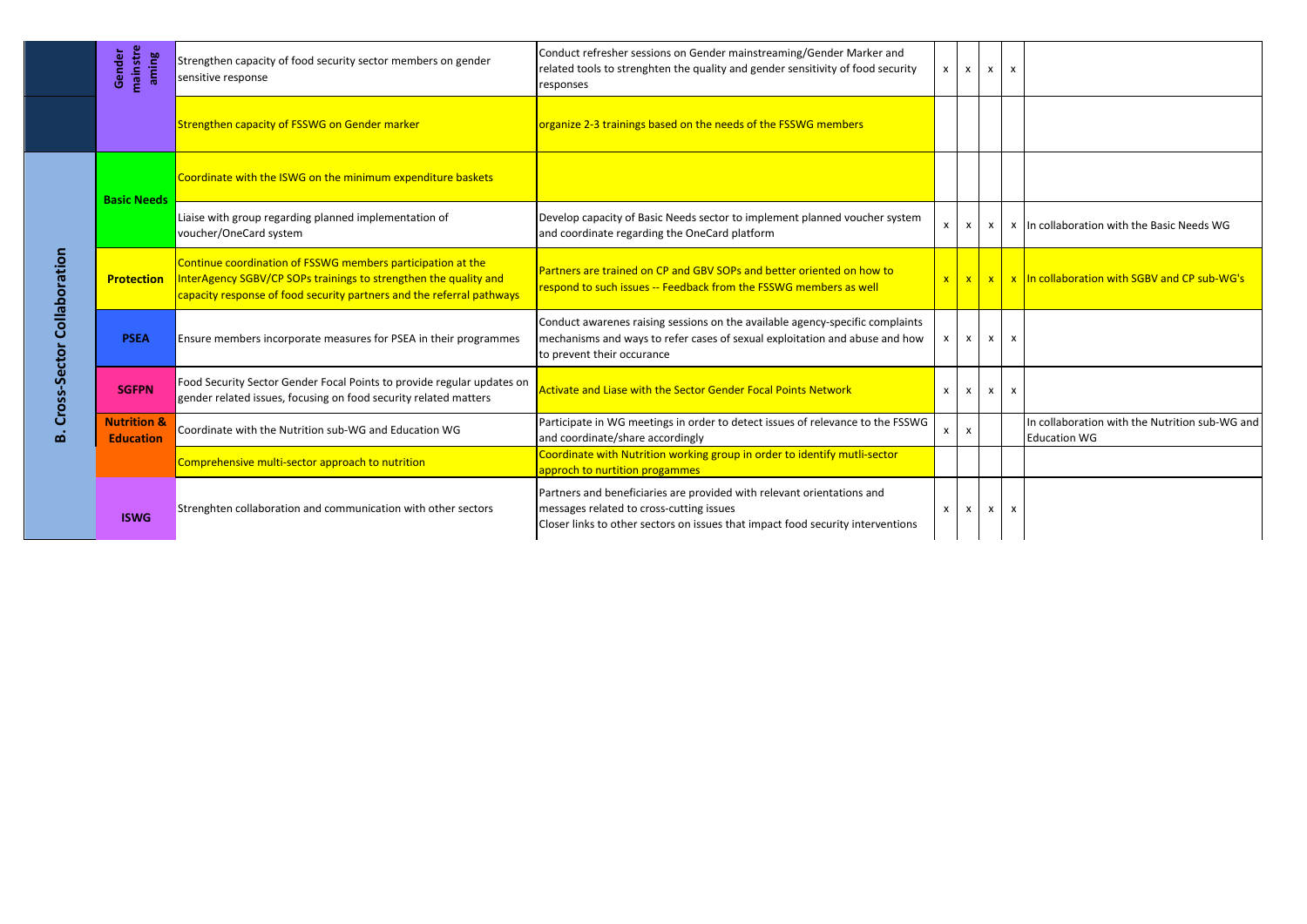| | | | | | | | | |
|---|---|---|---|---|---|---|---|---|
| | Gender mainstreaming | Strengthen capacity of food security sector members on gender sensitive response | Conduct refresher sessions on Gender mainstreaming/Gender Marker and related tools to strenghten the quality and gender sensitivity of food security responses | x | x | x | x | |
| | | Strengthen capacity of FSSWG on Gender marker | organize 2-3 trainings based on the needs of the FSSWG members | | | | | |
| B. Cross-Sector Collaboration | Basic Needs | Coordinate with the ISWG on the minimum expenditure baskets | | | | | | |
| | | Liaise with group regarding planned implementation of voucher/OneCard system | Develop capacity of Basic Needs sector to implement planned voucher system and coordinate regarding the OneCard platform | x | x | x | x | In collaboration with the Basic Needs WG |
| | Protection | Continue coordination of FSSWG members participation at the InterAgency SGBV/CP SOPs trainings to strengthen the quality and capacity response of food security partners and the referral pathways | Partners are trained on CP and GBV SOPs and better oriented on how to respond to such issues -- Feedback from the FSSWG members as well | x | x | x | x | In collaboration with SGBV and CP sub-WG's |
| | PSEA | Ensure members incorporate measures for PSEA in their programmes | Conduct awarenes raising sessions on the available agency-specific complaints mechanisms and ways to refer cases of sexual exploitation and abuse and how to prevent their occurance | x | x | x | x | |
| | SGFPN | Food Security Sector Gender Focal Points to provide regular updates on gender related issues, focusing on food security related matters | Activate and Liase with the Sector Gender Focal Points Network | x | x | x | x | |
| | Nutrition & Education | Coordinate with the Nutrition sub-WG and Education WG | Participate in WG meetings in order to detect issues of relevance to the FSSWG and coordinate/share accordingly | x | x | | | In collaboration with the Nutrition sub-WG and Education WG |
| | | Comprehensive multi-sector approach to nutrition | Coordinate with Nutrition working group in order to identify mutli-sector approch to nurtition progammes | | | | | |
| | ISWG | Strenghten collaboration and communication with other sectors | Partners and beneficiaries are provided with relevant orientations and messages related to cross-cutting issues<br>Closer links to other sectors on issues that impact food security interventions | x | x | x | x | |